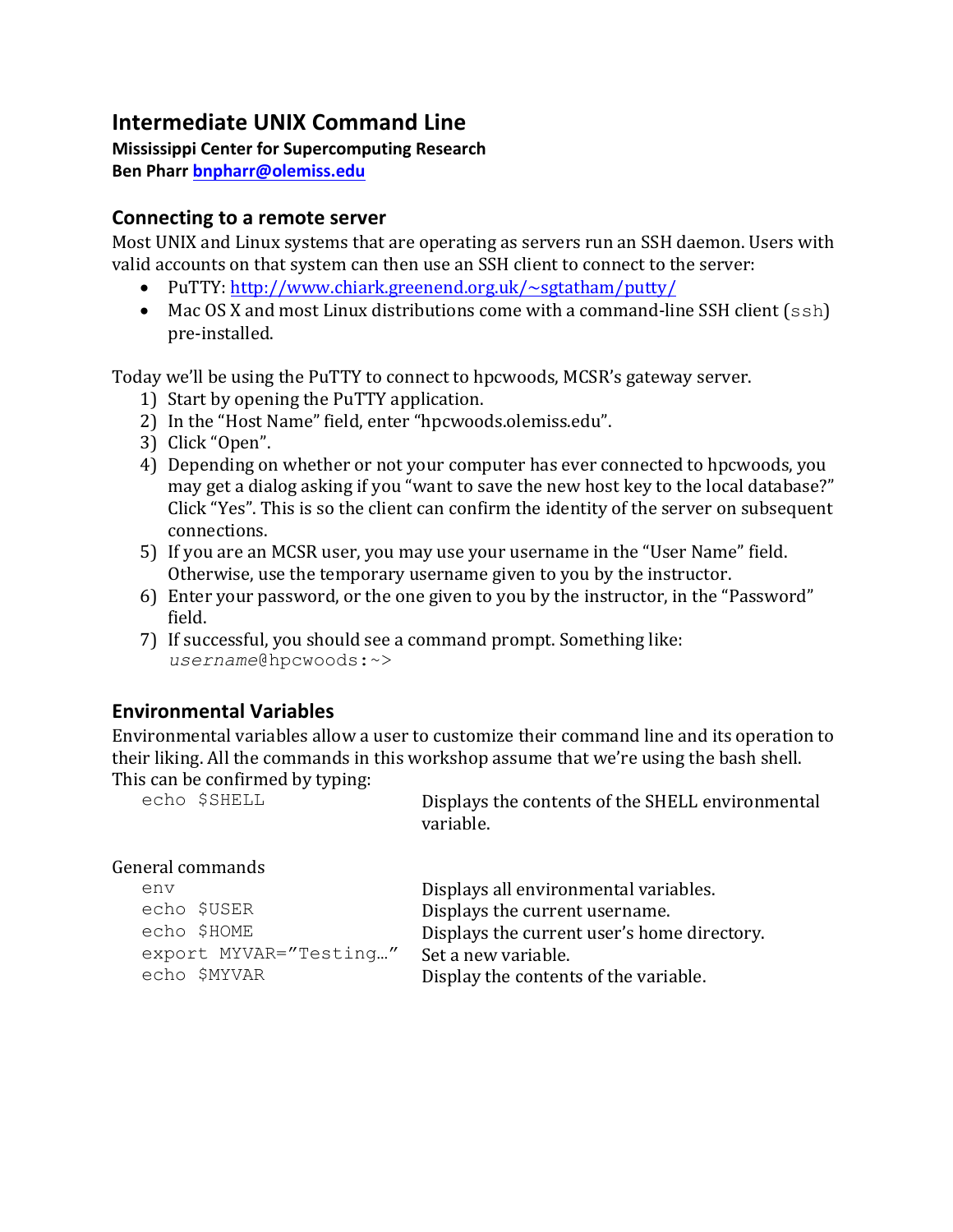# Intermediate UNIX Command Line

**Mississippi Center for Supercomputing Research**
**Ben Phharr [bnpharr@olemiss.edu](mailto:bnpharr@olemiss.edu)**

## Connecting to a remote server

Most UNIX and Linux systems that are operating as servers run an SSH daemon. Users with valid accounts on that system can then use an SSH client to connect to the server:

- PuTTY: [http://www.chiark.greenend.org.uk/~sgtatham/putty/](http://www.chiark.greenend.org.uk/~sgtatham/putty/)
- Mac OS X and most Linux distributions come with a command-line SSH client (`ssh`) pre-installed.

Today we'll be using the PuTTY to connect to hpcwoods, MCSR's gateway server.

1) Start by opening the PuTTY application.
2) In the "Host Name" field, enter "hpcwoods.olemiss.edu".
3) Click "Open".
4) Depending on whether or not your computer has ever connected to hpcwoods, you may get a dialog asking if you "want to save the new host key to the local database?" Click "Yes". This is so the client can confirm the identity of the server on subsequent connections.
5) If you are an MCSR user, you may use your username in the "User Name" field. Otherwise, use the temporary username given to you by the instructor.
6) Enter your password, or the one given to you by the instructor, in the "Password" field.
7) If successful, you should see a command prompt. Something like:
   *`username`*`@hpcwoods:~>`

## Environmental Variables

Environmental variables allow a user to customize their command line and its operation to their liking. All the commands in this workshop assume that we're using the bash shell. This can be confirmed by typing:

| | |
|---|---|
| `echo $SHELL` | Displays the contents of the SHELL environmental variable. |

General commands

| | |
|---|---|
| `env` | Displays all environmental variables. |
| `echo $USER` | Displays the current username. |
| `echo $HOME` | Displays the current user's home directory. |
| `export MYVAR="Testing…"` | Set a new variable. |
| `echo $MYVAR` | Display the contents of the variable. |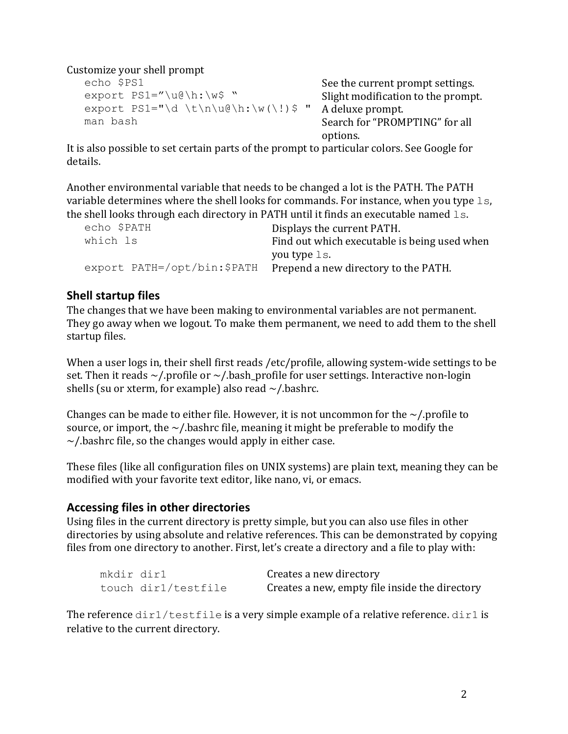Customize your shell prompt

| | |
|---|---|
| `echo $PS1` | See the current prompt settings. |
| `export PS1=”\u@\h:\w$ “` | Slight modification to the prompt. |
| `export PS1="\d \t\n\u@\h:\w(\!)$ "` | A deluxe prompt. |
| `man bash` | Search for “PROMPTING” for all options. |

It is also possible to set certain parts of the prompt to particular colors. See Google for details.

Another environmental variable that needs to be changed a lot is the PATH. The PATH variable determines where the shell looks for commands. For instance, when you type `ls`, the shell looks through each directory in PATH until it finds an executable named `ls`.

| | |
|---|---|
| `echo $PATH` | Displays the current PATH. |
| `which ls` | Find out which executable is being used when you type `ls`. |
| `export PATH=/opt/bin:$PATH` | Prepend a new directory to the PATH. |

## Shell startup files

The changes that we have been making to environmental variables are not permanent. They go away when we logout. To make them permanent, we need to add them to the shell startup files.

When a user logs in, their shell first reads /etc/profile, allowing system-wide settings to be set. Then it reads ~/.profile or ~/.bash_profile for user settings. Interactive non-login shells (su or xterm, for example) also read ~/.bashrc.

Changes can be made to either file. However, it is not uncommon for the ~/.profile to source, or import, the ~/.bashrc file, meaning it might be preferable to modify the ~/.bashrc file, so the changes would apply in either case.

These files (like all configuration files on UNIX systems) are plain text, meaning they can be modified with your favorite text editor, like nano, vi, or emacs.

## Accessing files in other directories

Using files in the current directory is pretty simple, but you can also use files in other directories by using absolute and relative references. This can be demonstrated by copying files from one directory to another. First, let’s create a directory and a file to play with:

| | |
|---|---|
| `mkdir dir1` | Creates a new directory |
| `touch dir1/testfile` | Creates a new, empty file inside the directory |

The reference `dir1/testfile` is a very simple example of a relative reference. `dir1` is relative to the current directory.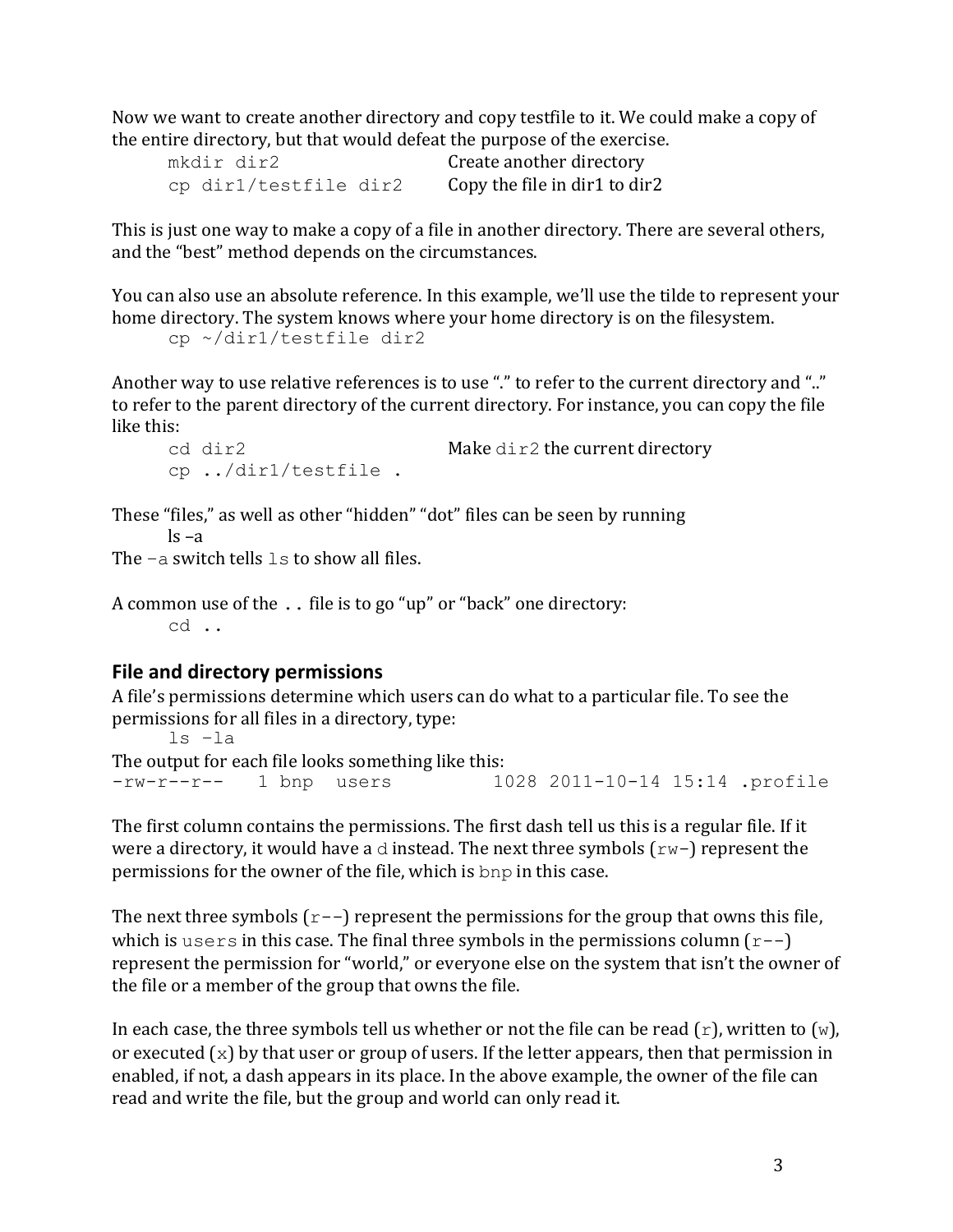Now we want to create another directory and copy testfile to it. We could make a copy of the entire directory, but that would defeat the purpose of the exercise.

| | |
|---|---|
| `mkdir dir2` | Create another directory |
| `cp dir1/testfile dir2` | Copy the file in dir1 to dir2 |

This is just one way to make a copy of a file in another directory. There are several others, and the "best" method depends on the circumstances.

You can also use an absolute reference. In this example, we'll use the tilde to represent your home directory. The system knows where your home directory is on the filesystem.

```
cp ~/dir1/testfile dir2
```

Another way to use relative references is to use "." to refer to the current directory and ".." to refer to the parent directory of the current directory. For instance, you can copy the file like this:

| | |
|---|---|
| `cd dir2` | Make `dir2` the current directory |
| `cp ../dir1/testfile .` | |

These "files," as well as other "hidden" "dot" files can be seen by running

```
ls –a
```

The `-a` switch tells `ls` to show all files.

A common use of the `..` file is to go "up" or "back" one directory:

```
cd ..
```

## File and directory permissions

A file's permissions determine which users can do what to a particular file. To see the permissions for all files in a directory, type:

```
ls -la
```

The output for each file looks something like this:

```
-rw-r--r--   1 bnp  users         1028 2011-10-14 15:14 .profile
```

The first column contains the permissions. The first dash tell us this is a regular file. If it were a directory, it would have a `d` instead. The next three symbols (`rw-`) represent the permissions for the owner of the file, which is `bnp` in this case.

The next three symbols (`r--`) represent the permissions for the group that owns this file, which is `users` in this case. The final three symbols in the permissions column (`r--`) represent the permission for "world," or everyone else on the system that isn't the owner of the file or a member of the group that owns the file.

In each case, the three symbols tell us whether or not the file can be read (`r`), written to (`w`), or executed (`x`) by that user or group of users. If the letter appears, then that permission in enabled, if not, a dash appears in its place. In the above example, the owner of the file can read and write the file, but the group and world can only read it.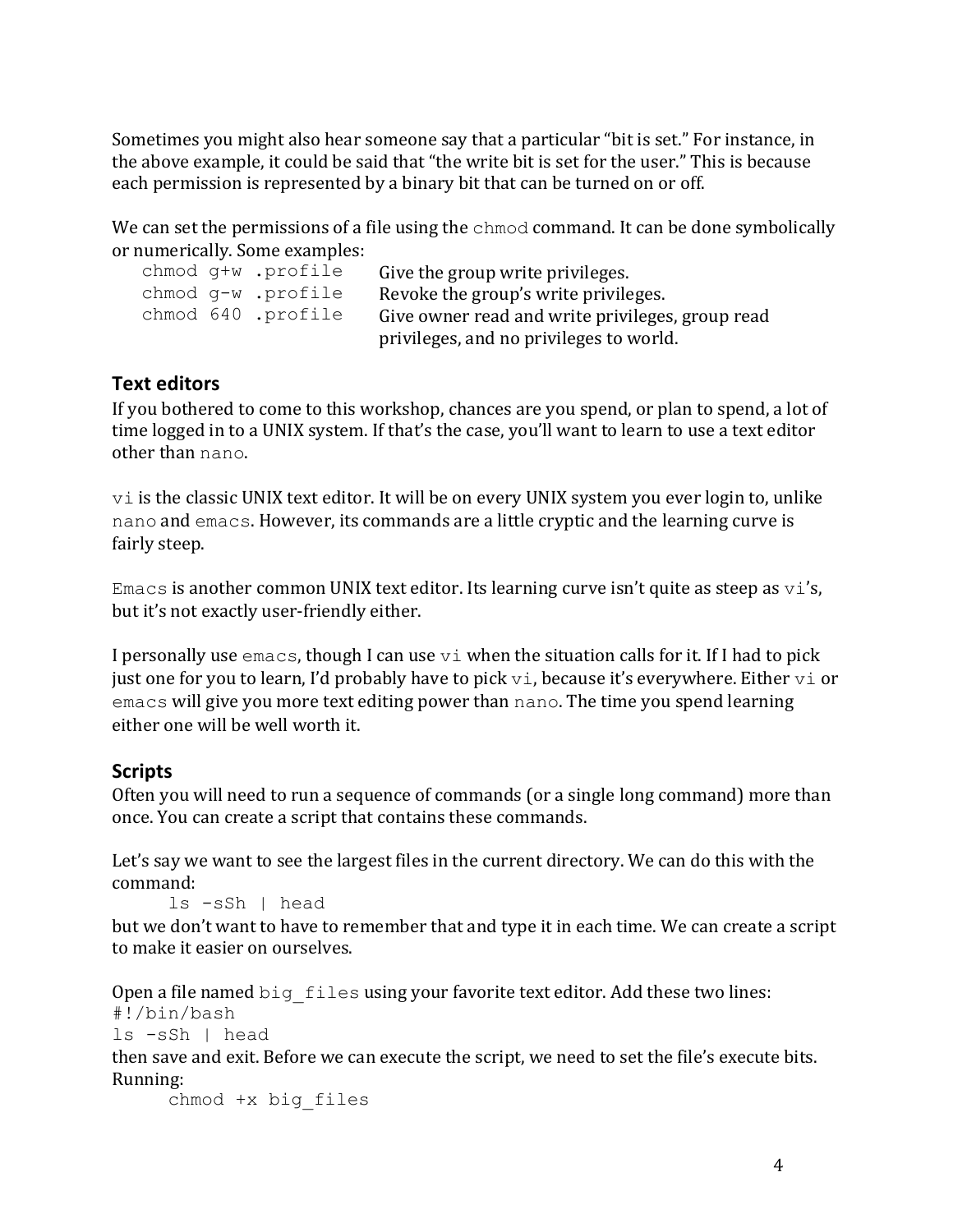Sometimes you might also hear someone say that a particular "bit is set." For instance, in the above example, it could be said that "the write bit is set for the user." This is because each permission is represented by a binary bit that can be turned on or off.

We can set the permissions of a file using the `chmod` command. It can be done symbolically or numerically. Some examples:

| | |
|---|---|
| `chmod g+w .profile` | Give the group write privileges. |
| `chmod g-w .profile` | Revoke the group's write privileges. |
| `chmod 640 .profile` | Give owner read and write privileges, group read privileges, and no privileges to world. |

## Text editors

If you bothered to come to this workshop, chances are you spend, or plan to spend, a lot of time logged in to a UNIX system. If that's the case, you'll want to learn to use a text editor other than `nano`.

`vi` is the classic UNIX text editor. It will be on every UNIX system you ever login to, unlike `nano` and `emacs`. However, its commands are a little cryptic and the learning curve is fairly steep.

`Emacs` is another common UNIX text editor. Its learning curve isn't quite as steep as `vi`'s, but it's not exactly user-friendly either.

I personally use `emacs`, though I can use `vi` when the situation calls for it. If I had to pick just one for you to learn, I'd probably have to pick `vi`, because it's everywhere. Either `vi` or `emacs` will give you more text editing power than `nano`. The time you spend learning either one will be well worth it.

## Scripts

Often you will need to run a sequence of commands (or a single long command) more than once. You can create a script that contains these commands.

Let's say we want to see the largest files in the current directory. We can do this with the command:

```
ls -sSh | head
```

but we don't want to have to remember that and type it in each time. We can create a script to make it easier on ourselves.

Open a file named `big_files` using your favorite text editor. Add these two lines:

```
#!/bin/bash
ls -sSh | head
```

then save and exit. Before we can execute the script, we need to set the file's execute bits. Running:

```
chmod +x big_files
```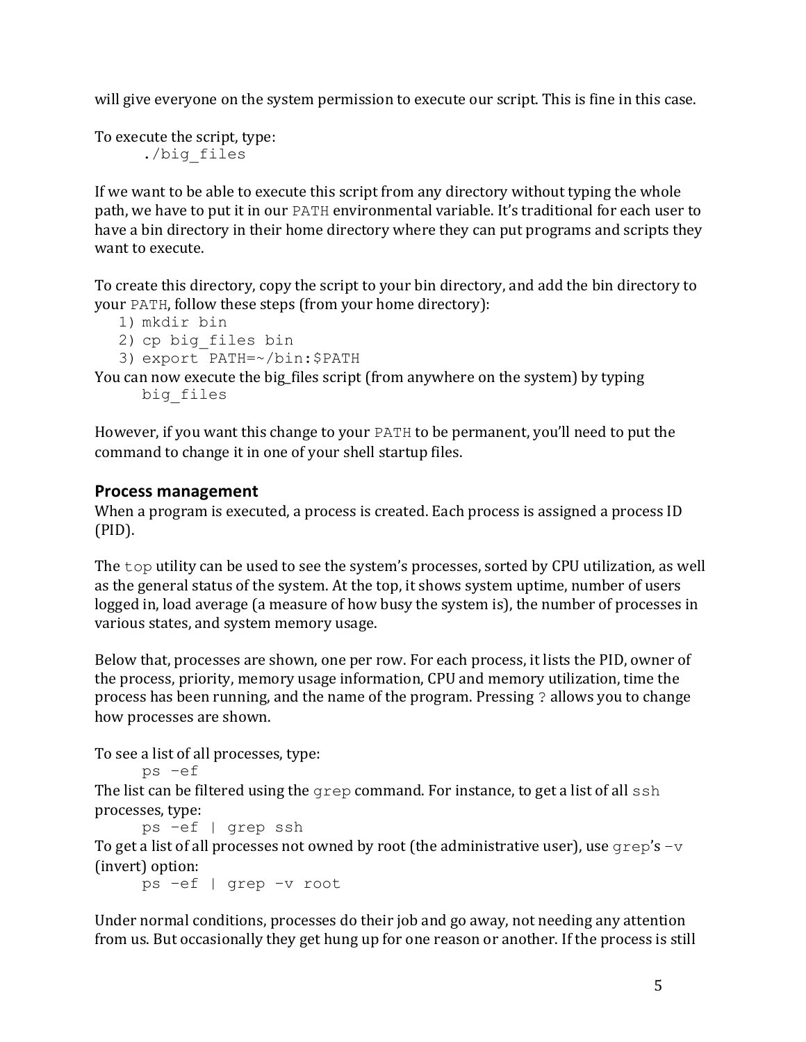will give everyone on the system permission to execute our script. This is fine in this case.

To execute the script, type:

```
./big_files
```

If we want to be able to execute this script from any directory without typing the whole path, we have to put it in our `PATH` environmental variable. It's traditional for each user to have a bin directory in their home directory where they can put programs and scripts they want to execute.

To create this directory, copy the script to your bin directory, and add the bin directory to your `PATH`, follow these steps (from your home directory):

1) `mkdir bin`
2) `cp big_files bin`
3) `export PATH=~/bin:$PATH`

You can now execute the big_files script (from anywhere on the system) by typing

```
big_files
```

However, if you want this change to your `PATH` to be permanent, you'll need to put the command to change it in one of your shell startup files.

## Process management

When a program is executed, a process is created. Each process is assigned a process ID (PID).

The `top` utility can be used to see the system's processes, sorted by CPU utilization, as well as the general status of the system. At the top, it shows system uptime, number of users logged in, load average (a measure of how busy the system is), the number of processes in various states, and system memory usage.

Below that, processes are shown, one per row. For each process, it lists the PID, owner of the process, priority, memory usage information, CPU and memory utilization, time the process has been running, and the name of the program. Pressing `?` allows you to change how processes are shown.

To see a list of all processes, type:

```
ps –ef
```

The list can be filtered using the `grep` command. For instance, to get a list of all `ssh` processes, type:

```
ps –ef | grep ssh
```

To get a list of all processes not owned by root (the administrative user), use `grep`'s `–v` (invert) option:

```
ps –ef | grep –v root
```

Under normal conditions, processes do their job and go away, not needing any attention from us. But occasionally they get hung up for one reason or another. If the process is still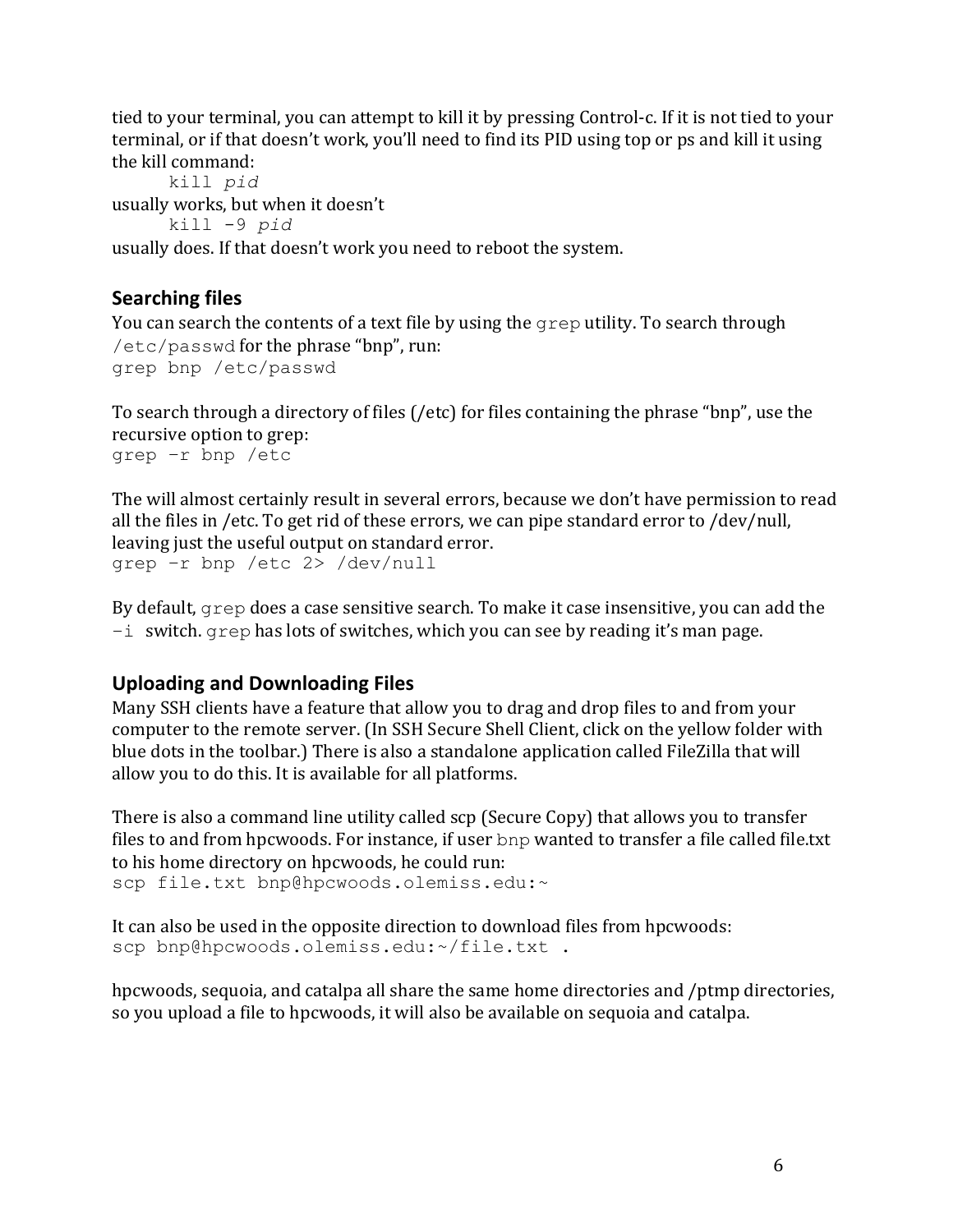tied to your terminal, you can attempt to kill it by pressing Control-c. If it is not tied to your terminal, or if that doesn't work, you'll need to find its PID using top or ps and kill it using the kill command:

```
kill pid
```

usually works, but when it doesn't

```
kill -9 pid
```

usually does. If that doesn't work you need to reboot the system.

## Searching files

You can search the contents of a text file by using the `grep` utility. To search through `/etc/passwd` for the phrase "bnp", run:

```
grep bnp /etc/passwd
```

To search through a directory of files (/etc) for files containing the phrase "bnp", use the recursive option to grep:

```
grep –r bnp /etc
```

The will almost certainly result in several errors, because we don't have permission to read all the files in /etc. To get rid of these errors, we can pipe standard error to /dev/null, leaving just the useful output on standard error.

```
grep –r bnp /etc 2> /dev/null
```

By default, `grep` does a case sensitive search. To make it case insensitive, you can add the `–i` switch. `grep` has lots of switches, which you can see by reading it's man page.

## Uploading and Downloading Files

Many SSH clients have a feature that allow you to drag and drop files to and from your computer to the remote server. (In SSH Secure Shell Client, click on the yellow folder with blue dots in the toolbar.) There is also a standalone application called FileZilla that will allow you to do this. It is available for all platforms.

There is also a command line utility called scp (Secure Copy) that allows you to transfer files to and from hpcwoods. For instance, if user `bnp` wanted to transfer a file called file.txt to his home directory on hpcwoods, he could run:

```
scp file.txt bnp@hpcwoods.olemiss.edu:~
```

It can also be used in the opposite direction to download files from hpcwoods:

```
scp bnp@hpcwoods.olemiss.edu:~/file.txt .
```

hpcwoods, sequoia, and catalpa all share the same home directories and /ptmp directories, so you upload a file to hpcwoods, it will also be available on sequoia and catalpa.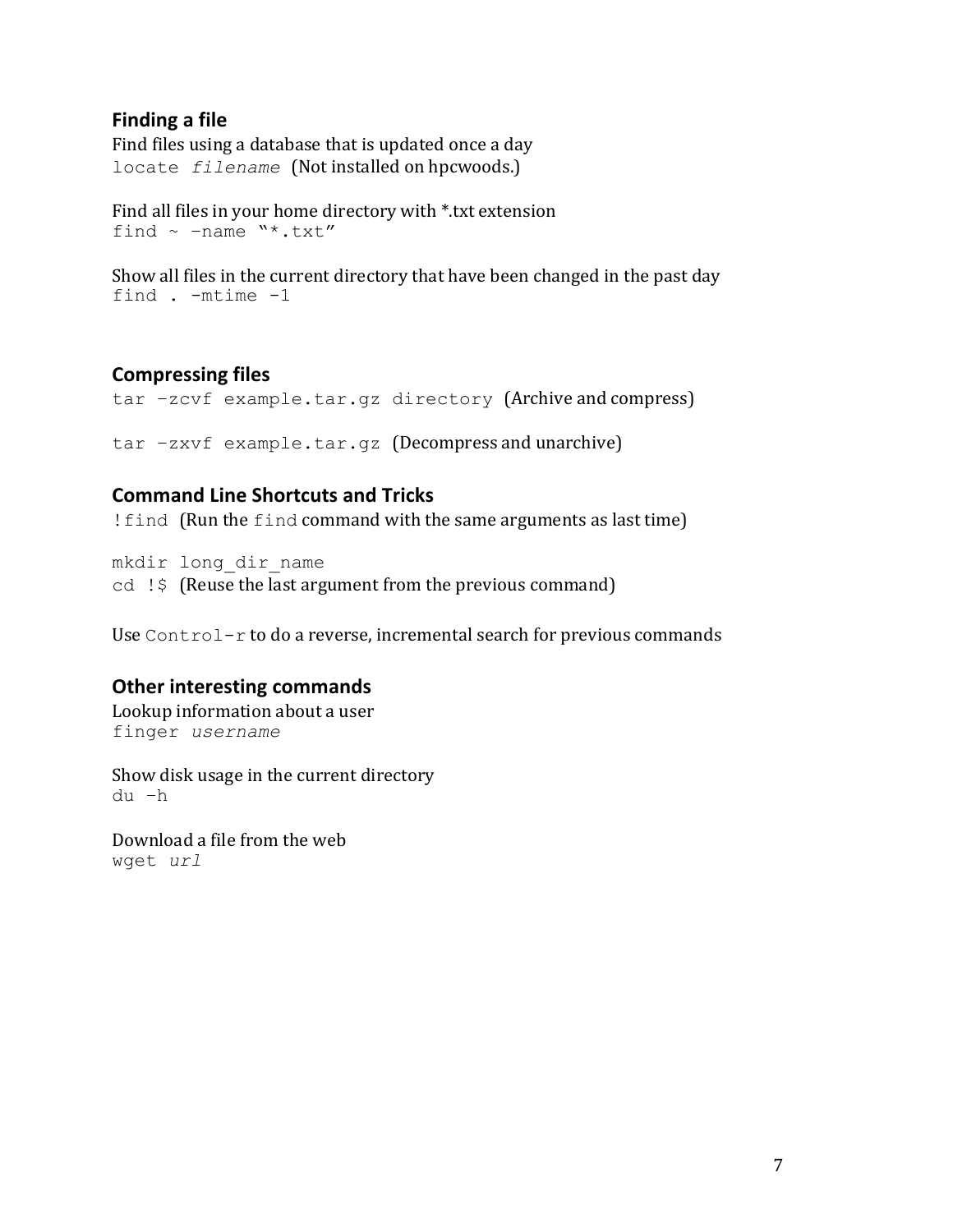### Finding a file

Find files using a database that is updated once a day
`locate filename` (Not installed on hpcwoods.)

Find all files in your home directory with *.txt extension
```
find ~ –name "*.txt"
```

Show all files in the current directory that have been changed in the past day
```
find . -mtime -1
```

### Compressing files

`tar –zcvf example.tar.gz directory` (Archive and compress)

`tar –zxvf example.tar.gz` (Decompress and unarchive)

### Command Line Shortcuts and Tricks

`!find` (Run the `find` command with the same arguments as last time)

```
mkdir long_dir_name
```
`cd !$` (Reuse the last argument from the previous command)

Use `Control-r` to do a reverse, incremental search for previous commands

### Other interesting commands

Lookup information about a user
`finger username`

Show disk usage in the current directory
```
du –h
```

Download a file from the web
`wget url`